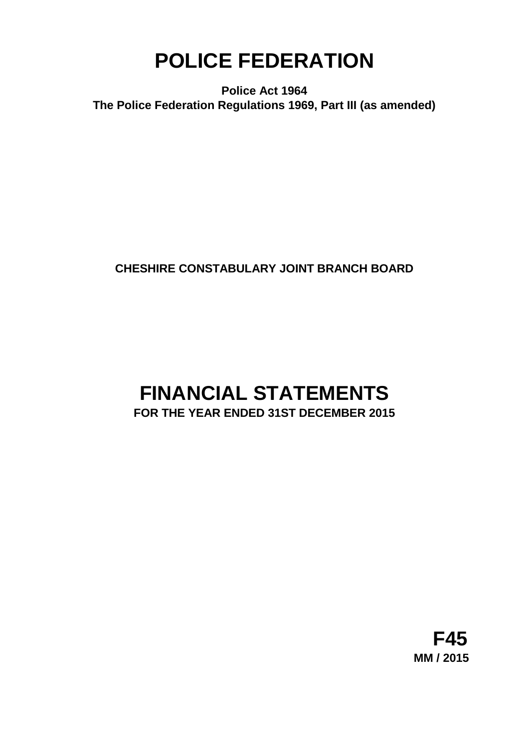# POLICE FEDERATION

**Police Act 1964**
**The Police Federation Regulations 1969, Part III (as amended)**

**CHESHIRE CONSTABULARY JOINT BRANCH BOARD**

# FINANCIAL STATEMENTS

**FOR THE YEAR ENDED 31ST DECEMBER 2015**

**F45**
**MM / 2015**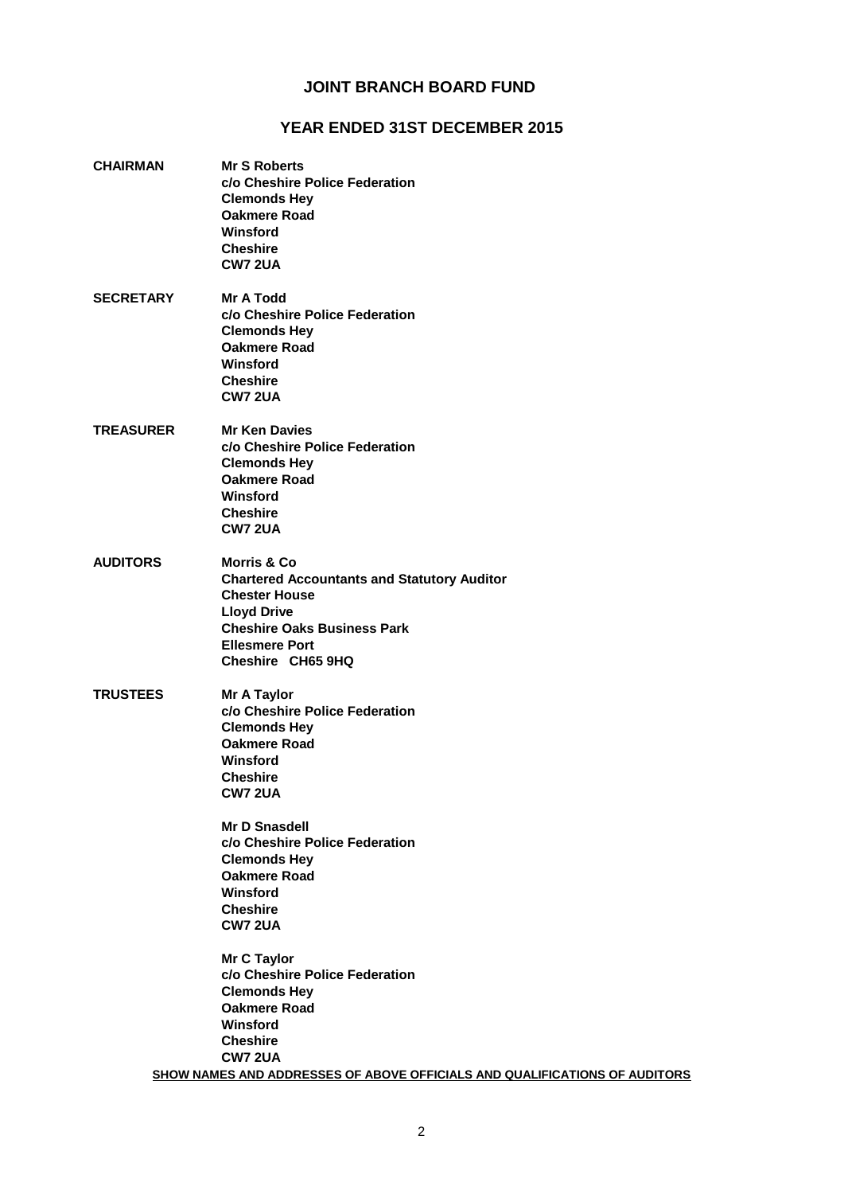# JOINT BRANCH BOARD FUND

## YEAR ENDED 31ST DECEMBER 2015

**CHAIRMAN**

**Mr S Roberts**
**c/o Cheshire Police Federation**
**Clemonds Hey**
**Oakmere Road**
**Winsford**
**Cheshire**
**CW7 2UA**

**SECRETARY**

**Mr A Todd**
**c/o Cheshire Police Federation**
**Clemonds Hey**
**Oakmere Road**
**Winsford**
**Cheshire**
**CW7 2UA**

**TREASURER**

**Mr Ken Davies**
**c/o Cheshire Police Federation**
**Clemonds Hey**
**Oakmere Road**
**Winsford**
**Cheshire**
**CW7 2UA**

**AUDITORS**

**Morris & Co**
**Chartered Accountants and Statutory Auditor**
**Chester House**
**Lloyd Drive**
**Cheshire Oaks Business Park**
**Ellesmere Port**
**Cheshire CH65 9HQ**

**TRUSTEES**

**Mr A Taylor**
**c/o Cheshire Police Federation**
**Clemonds Hey**
**Oakmere Road**
**Winsford**
**Cheshire**
**CW7 2UA**

**Mr D Snasdell**
**c/o Cheshire Police Federation**
**Clemonds Hey**
**Oakmere Road**
**Winsford**
**Cheshire**
**CW7 2UA**

**Mr C Taylor**
**c/o Cheshire Police Federation**
**Clemonds Hey**
**Oakmere Road**
**Winsford**
**Cheshire**
**CW7 2UA**

**SHOW NAMES AND ADDRESSES OF ABOVE OFFICIALS AND QUALIFICATIONS OF AUDITORS**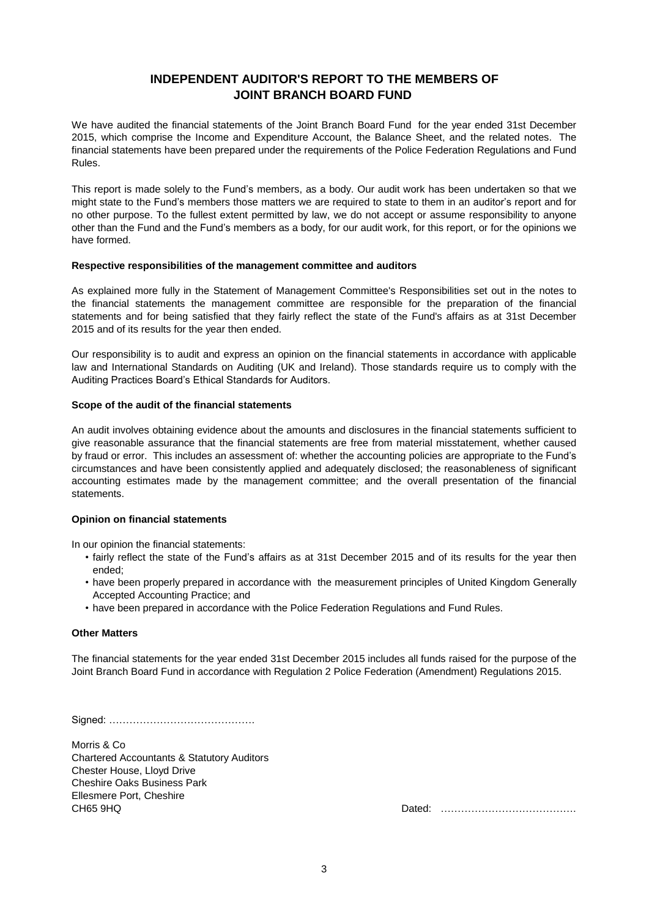# INDEPENDENT AUDITOR'S REPORT TO THE MEMBERS OF JOINT BRANCH BOARD FUND

We have audited the financial statements of the Joint Branch Board Fund for the year ended 31st December 2015, which comprise the Income and Expenditure Account, the Balance Sheet, and the related notes. The financial statements have been prepared under the requirements of the Police Federation Regulations and Fund Rules.

This report is made solely to the Fund's members, as a body. Our audit work has been undertaken so that we might state to the Fund's members those matters we are required to state to them in an auditor's report and for no other purpose. To the fullest extent permitted by law, we do not accept or assume responsibility to anyone other than the Fund and the Fund's members as a body, for our audit work, for this report, or for the opinions we have formed.

**Respective responsibilities of the management committee and auditors**

As explained more fully in the Statement of Management Committee's Responsibilities set out in the notes to the financial statements the management committee are responsible for the preparation of the financial statements and for being satisfied that they fairly reflect the state of the Fund's affairs as at 31st December 2015 and of its results for the year then ended.

Our responsibility is to audit and express an opinion on the financial statements in accordance with applicable law and International Standards on Auditing (UK and Ireland). Those standards require us to comply with the Auditing Practices Board's Ethical Standards for Auditors.

**Scope of the audit of the financial statements**

An audit involves obtaining evidence about the amounts and disclosures in the financial statements sufficient to give reasonable assurance that the financial statements are free from material misstatement, whether caused by fraud or error. This includes an assessment of: whether the accounting policies are appropriate to the Fund's circumstances and have been consistently applied and adequately disclosed; the reasonableness of significant accounting estimates made by the management committee; and the overall presentation of the financial statements.

**Opinion on financial statements**

In our opinion the financial statements:

- fairly reflect the state of the Fund's affairs as at 31st December 2015 and of its results for the year then ended;
- have been properly prepared in accordance with the measurement principles of United Kingdom Generally Accepted Accounting Practice; and
- have been prepared in accordance with the Police Federation Regulations and Fund Rules.

**Other Matters**

The financial statements for the year ended 31st December 2015 includes all funds raised for the purpose of the Joint Branch Board Fund in accordance with Regulation 2 Police Federation (Amendment) Regulations 2015.

Signed: …………………………………….

Morris & Co
Chartered Accountants & Statutory Auditors
Chester House, Lloyd Drive
Cheshire Oaks Business Park
Ellesmere Port, Cheshire
CH65 9HQ

Dated: …………………………………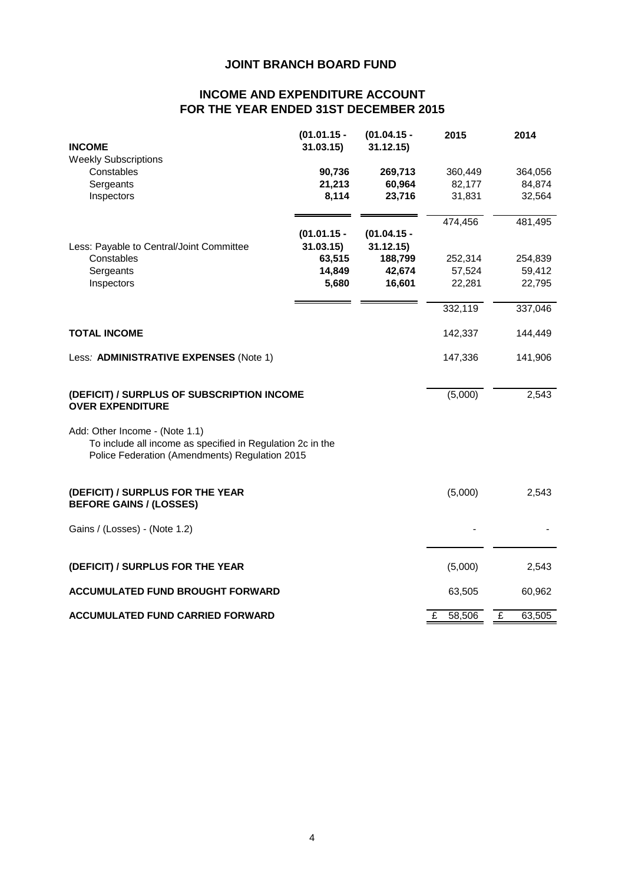## JOINT BRANCH BOARD FUND

## INCOME AND EXPENDITURE ACCOUNT
## FOR THE YEAR ENDED 31ST DECEMBER 2015

| | (01.01.15 - 31.03.15) | (01.04.15 - 31.12.15) | 2015 | 2014 |
|---|---|---|---|---|
| **INCOME** | | | | |
| Weekly Subscriptions | | | | |
| Constables | **90,736** | **269,713** | 360,449 | 364,056 |
| Sergeants | **21,213** | **60,964** | 82,177 | 84,874 |
| Inspectors | **8,114** | **23,716** | 31,831 | 32,564 |
| | | | 474,456 | 481,495 |
| | **(01.01.15 - 31.03.15)** | **(01.04.15 - 31.12.15)** | | |
| Less: Payable to Central/Joint Committee | | | | |
| Constables | **63,515** | **188,799** | 252,314 | 254,839 |
| Sergeants | **14,849** | **42,674** | 57,524 | 59,412 |
| Inspectors | **5,680** | **16,601** | 22,281 | 22,795 |
| | | | 332,119 | 337,046 |
| **TOTAL INCOME** | | | 142,337 | 144,449 |
| Less: **ADMINISTRATIVE EXPENSES** (Note 1) | | | 147,336 | 141,906 |
| **(DEFICIT) / SURPLUS OF SUBSCRIPTION INCOME OVER EXPENDITURE** | | | (5,000) | 2,543 |
| Add: Other Income - (Note 1.1) To include all income as specified in Regulation 2c in the Police Federation (Amendments) Regulation 2015 | | | | |
| **(DEFICIT) / SURPLUS FOR THE YEAR BEFORE GAINS / (LOSSES)** | | | (5,000) | 2,543 |
| Gains / (Losses) - (Note 1.2) | | | - | - |
| **(DEFICIT) / SURPLUS FOR THE YEAR** | | | (5,000) | 2,543 |
| **ACCUMULATED FUND BROUGHT FORWARD** | | | 63,505 | 60,962 |
| **ACCUMULATED FUND CARRIED FORWARD** | | | £ 58,506 | £ 63,505 |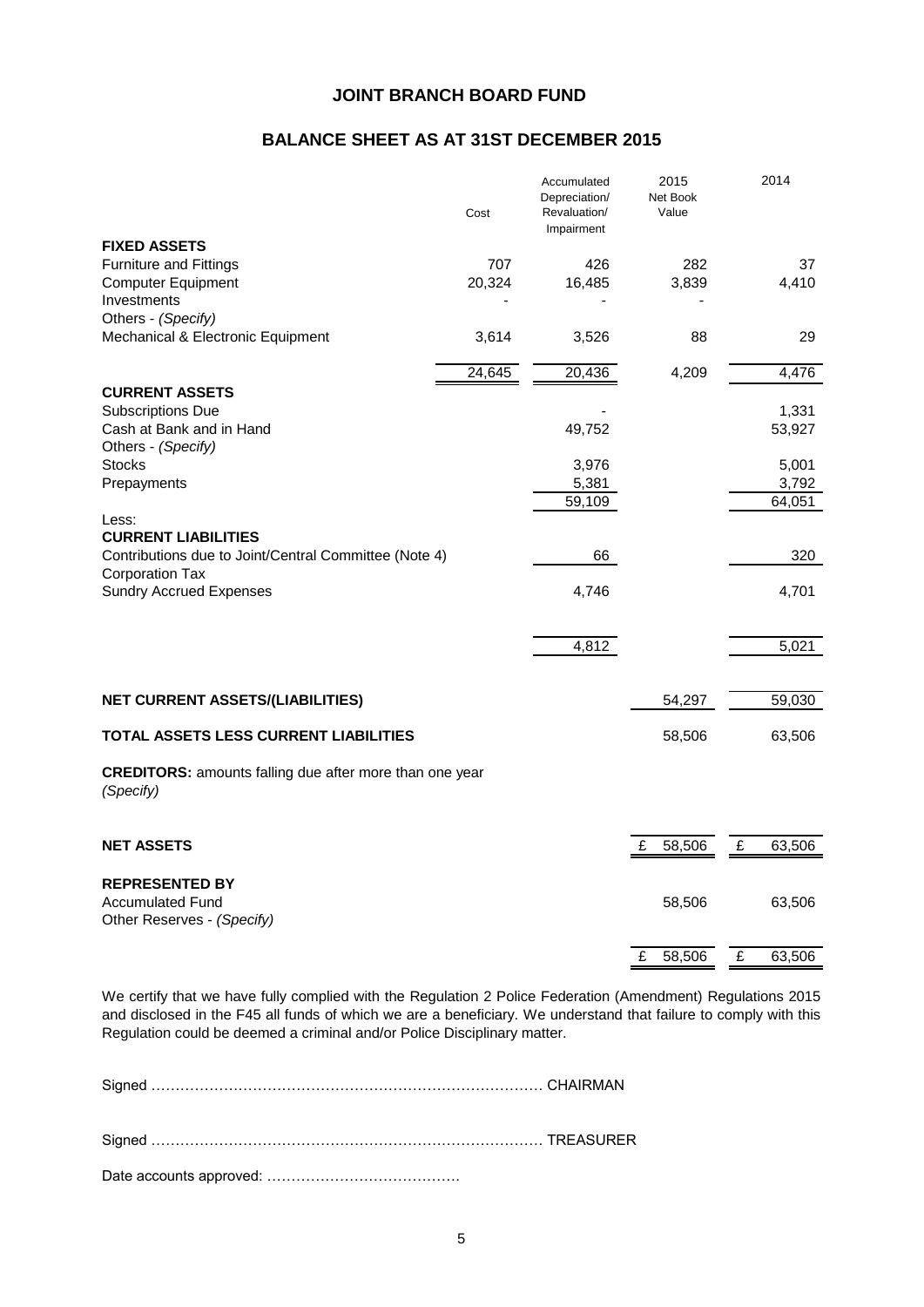# JOINT BRANCH BOARD FUND

## BALANCE SHEET AS AT 31ST DECEMBER 2015

| | Cost | Accumulated Depreciation/ Revaluation/ Impairment | 2015 Net Book Value | 2014 |
|---|---|---|---|---|
| **FIXED ASSETS** | | | | |
| Furniture and Fittings | 707 | 426 | 282 | 37 |
| Computer Equipment | 20,324 | 16,485 | 3,839 | 4,410 |
| Investments | - | - | - | |
| Others - *(Specify)* | | | | |
| Mechanical & Electronic Equipment | 3,614 | 3,526 | 88 | 29 |
| | 24,645 | 20,436 | 4,209 | 4,476 |
| **CURRENT ASSETS** | | | | |
| Subscriptions Due | | - | | 1,331 |
| Cash at Bank and in Hand | | 49,752 | | 53,927 |
| Others - *(Specify)* | | | | |
| Stocks | | 3,976 | | 5,001 |
| Prepayments | | 5,381 | | 3,792 |
| | | 59,109 | | 64,051 |
| Less: | | | | |
| **CURRENT LIABILITIES** | | | | |
| Contributions due to Joint/Central Committee (Note 4) | | 66 | | 320 |
| Corporation Tax | | | | |
| Sundry Accrued Expenses | | 4,746 | | 4,701 |
| | | 4,812 | | 5,021 |
| **NET CURRENT ASSETS/(LIABILITIES)** | | | 54,297 | 59,030 |
| **TOTAL ASSETS LESS CURRENT LIABILITIES** | | | 58,506 | 63,506 |
| **CREDITORS:** amounts falling due after more than one year *(Specify)* | | | | |
| **NET ASSETS** | | | £ 58,506 | £ 63,506 |
| **REPRESENTED BY** | | | | |
| Accumulated Fund | | | 58,506 | 63,506 |
| Other Reserves - *(Specify)* | | | | |
| | | | £ 58,506 | £ 63,506 |

We certify that we have fully complied with the Regulation 2 Police Federation (Amendment) Regulations 2015 and disclosed in the F45 all funds of which we are a beneficiary. We understand that failure to comply with this Regulation could be deemed a criminal and/or Police Disciplinary matter.

Signed ……………………………………………………………………… CHAIRMAN

Signed ……………………………………………………………………… TREASURER

Date accounts approved: ………………………………….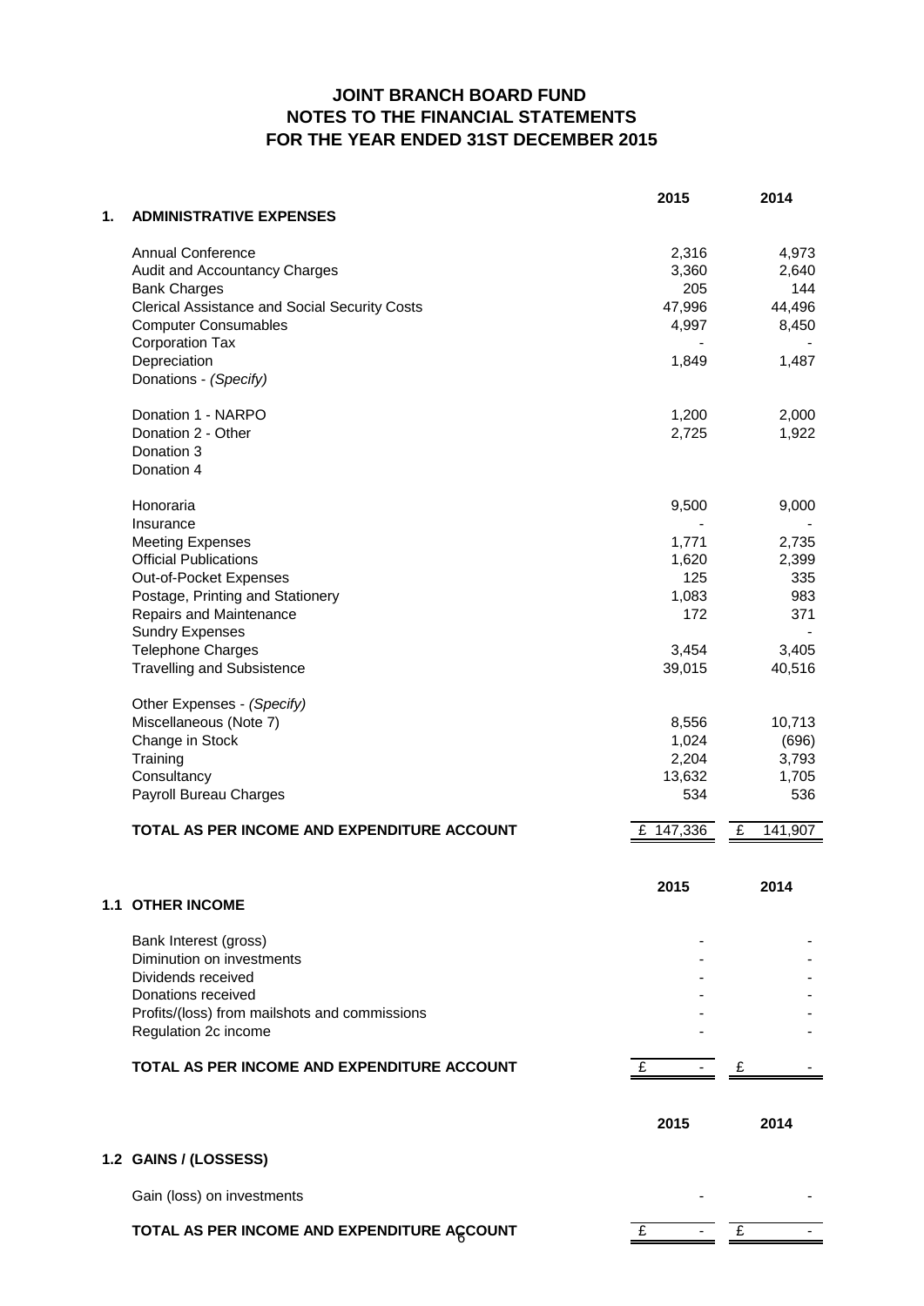# JOINT BRANCH BOARD FUND
## NOTES TO THE FINANCIAL STATEMENTS
## FOR THE YEAR ENDED 31ST DECEMBER 2015

### 1. ADMINISTRATIVE EXPENSES

| | 2015 | 2014 |
|---|---|---|
| Annual Conference | 2,316 | 4,973 |
| Audit and Accountancy Charges | 3,360 | 2,640 |
| Bank Charges | 205 | 144 |
| Clerical Assistance and Social Security Costs | 47,996 | 44,496 |
| Computer Consumables | 4,997 | 8,450 |
| Corporation Tax | - | - |
| Depreciation | 1,849 | 1,487 |
| Donations - *(Specify)* | | |
| Donation 1 - NARPO | 1,200 | 2,000 |
| Donation 2 - Other | 2,725 | 1,922 |
| Donation 3 | | |
| Donation 4 | | |
| Honoraria | 9,500 | 9,000 |
| Insurance | - | - |
| Meeting Expenses | 1,771 | 2,735 |
| Official Publications | 1,620 | 2,399 |
| Out-of-Pocket Expenses | 125 | 335 |
| Postage, Printing and Stationery | 1,083 | 983 |
| Repairs and Maintenance | 172 | 371 |
| Sundry Expenses | | - |
| Telephone Charges | 3,454 | 3,405 |
| Travelling and Subsistence | 39,015 | 40,516 |
| Other Expenses - *(Specify)* | | |
| Miscellaneous (Note 7) | 8,556 | 10,713 |
| Change in Stock | 1,024 | (696) |
| Training | 2,204 | 3,793 |
| Consultancy | 13,632 | 1,705 |
| Payroll Bureau Charges | 534 | 536 |
| **TOTAL AS PER INCOME AND EXPENDITURE ACCOUNT** | £ 147,336 | £ 141,907 |

### 1.1 OTHER INCOME

| | 2015 | 2014 |
|---|---|---|
| Bank Interest (gross) | - | - |
| Diminution on investments | - | - |
| Dividends received | - | - |
| Donations received | - | - |
| Profits/(loss) from mailshots and commissions | - | - |
| Regulation 2c income | - | - |
| **TOTAL AS PER INCOME AND EXPENDITURE ACCOUNT** | £ - | £ - |

### 1.2 GAINS / (LOSSESS)

| | 2015 | 2014 |
|---|---|---|
| Gain (loss) on investments | - | - |
| **TOTAL AS PER INCOME AND EXPENDITURE ACCOUNT** | £ - | £ - |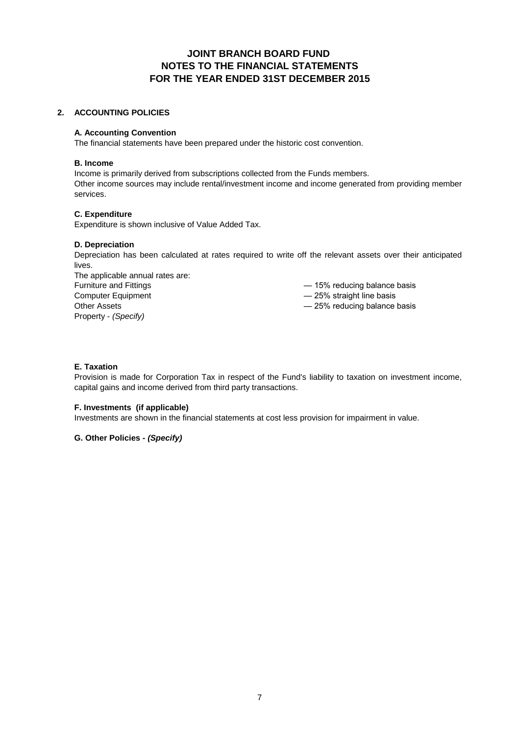# JOINT BRANCH BOARD FUND
# NOTES TO THE FINANCIAL STATEMENTS
# FOR THE YEAR ENDED 31ST DECEMBER 2015

## 2. ACCOUNTING POLICIES

### A. Accounting Convention

The financial statements have been prepared under the historic cost convention.

### B. Income

Income is primarily derived from subscriptions collected from the Funds members.
Other income sources may include rental/investment income and income generated from providing member services.

### C. Expenditure

Expenditure is shown inclusive of Value Added Tax.

### D. Depreciation

Depreciation has been calculated at rates required to write off the relevant assets over their anticipated lives.

The applicable annual rates are:

| | |
|---|---|
| Furniture and Fittings | — 15% reducing balance basis |
| Computer Equipment | — 25% straight line basis |
| Other Assets | — 25% reducing balance basis |
| Property - *(Specify)* | |

### E. Taxation

Provision is made for Corporation Tax in respect of the Fund's liability to taxation on investment income, capital gains and income derived from third party transactions.

### F. Investments (if applicable)

Investments are shown in the financial statements at cost less provision for impairment in value.

### G. Other Policies - *(Specify)*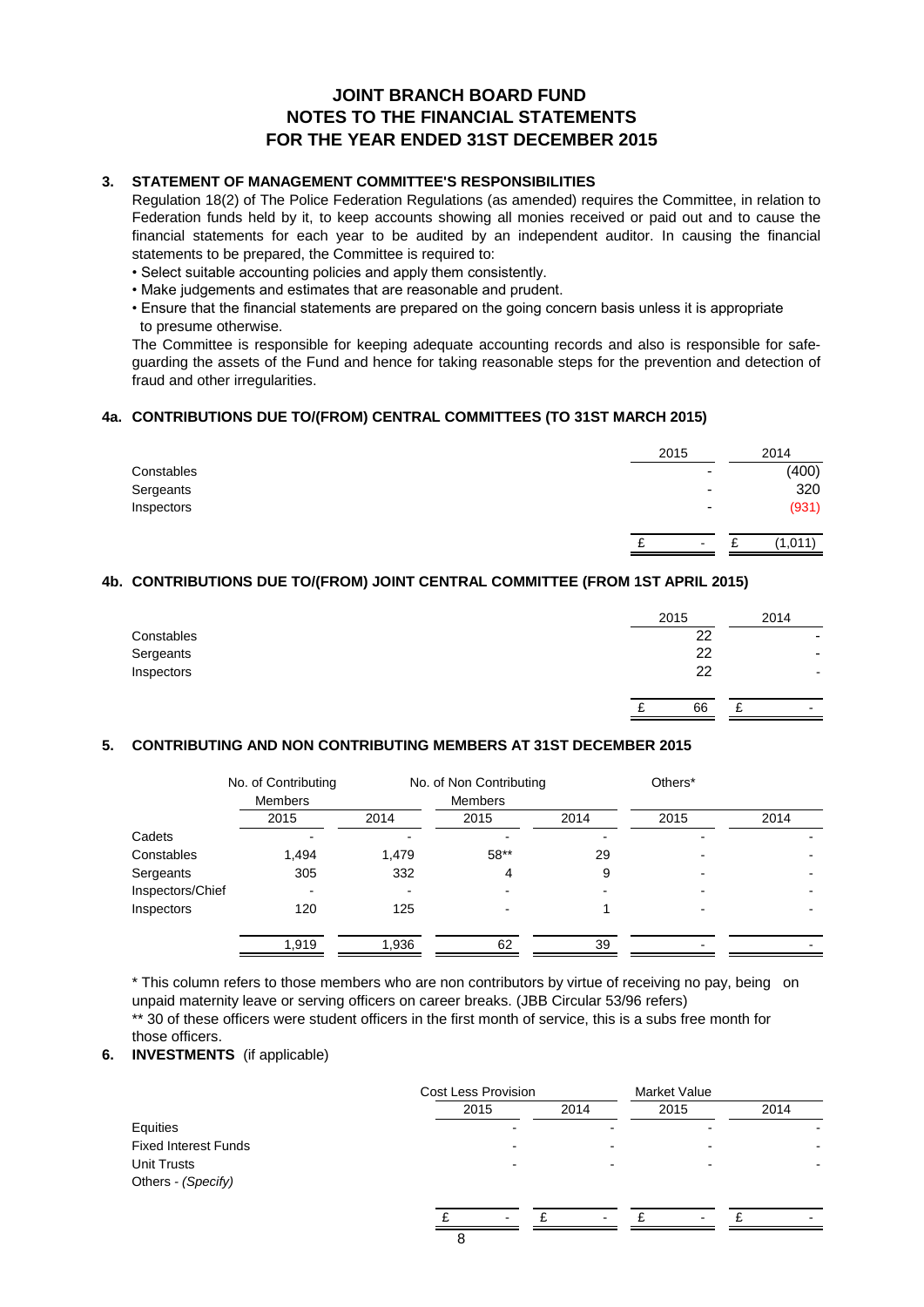# JOINT BRANCH BOARD FUND
# NOTES TO THE FINANCIAL STATEMENTS
# FOR THE YEAR ENDED 31ST DECEMBER 2015

## 3. STATEMENT OF MANAGEMENT COMMITTEE'S RESPONSIBILITIES

Regulation 18(2) of The Police Federation Regulations (as amended) requires the Committee, in relation to Federation funds held by it, to keep accounts showing all monies received or paid out and to cause the financial statements for each year to be audited by an independent auditor. In causing the financial statements to be prepared, the Committee is required to:

- Select suitable accounting policies and apply them consistently.
- Make judgements and estimates that are reasonable and prudent.
- Ensure that the financial statements are prepared on the going concern basis unless it is appropriate to presume otherwise.

The Committee is responsible for keeping adequate accounting records and also is responsible for safeguarding the assets of the Fund and hence for taking reasonable steps for the prevention and detection of fraud and other irregularities.

## 4a. CONTRIBUTIONS DUE TO/(FROM) CENTRAL COMMITTEES (TO 31ST MARCH 2015)

| | 2015 | 2014 |
|---|---|---|
| Constables | - | (400) |
| Sergeants | - | 320 |
| Inspectors | - | (931) |
| | £ - | £ (1,011) |

## 4b. CONTRIBUTIONS DUE TO/(FROM) JOINT CENTRAL COMMITTEE (FROM 1ST APRIL 2015)

| | 2015 | 2014 |
|---|---|---|
| Constables | 22 | - |
| Sergeants | 22 | - |
| Inspectors | 22 | - |
| | £ 66 | £ - |

## 5. CONTRIBUTING AND NON CONTRIBUTING MEMBERS AT 31ST DECEMBER 2015

| | No. of Contributing Members | | No. of Non Contributing Members | | Others* | |
|---|---|---|---|---|---|---|
| | 2015 | 2014 | 2015 | 2014 | 2015 | 2014 |
| Cadets | - | - | - | - | - | - |
| Constables | 1,494 | 1,479 | 58** | 29 | - | - |
| Sergeants | 305 | 332 | 4 | 9 | - | - |
| Inspectors/Chief | - | - | - | - | - | - |
| Inspectors | 120 | 125 | - | 1 | - | - |
| | 1,919 | 1,936 | 62 | 39 | - | - |

\* This column refers to those members who are non contributors by virtue of receiving no pay, being on unpaid maternity leave or serving officers on career breaks. (JBB Circular 53/96 refers)

\*\* 30 of these officers were student officers in the first month of service, this is a subs free month for those officers.

## 6. INVESTMENTS (if applicable)

| | Cost Less Provision | | Market Value | |
|---|---|---|---|---|
| | 2015 | 2014 | 2015 | 2014 |
| Equities | - | - | - | - |
| Fixed Interest Funds | - | - | - | - |
| Unit Trusts | - | - | - | - |
| Others - *(Specify)* | | | | |
| | £ - | £ - | £ - | £ - |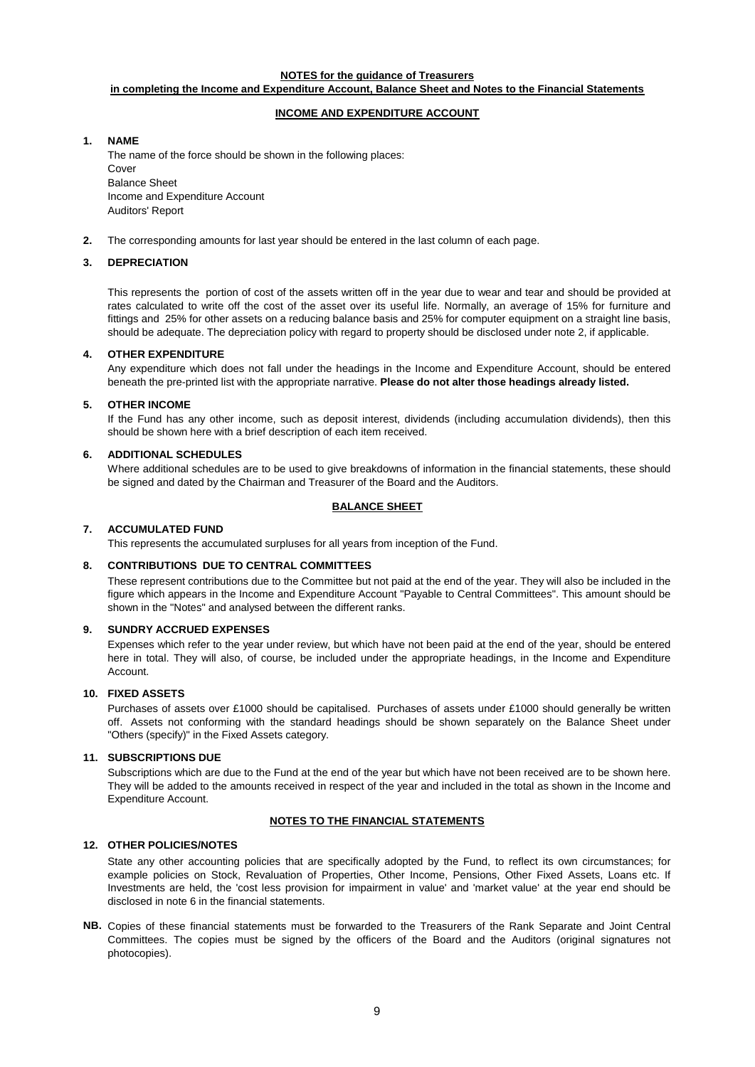**NOTES for the guidance of Treasurers**
**in completing the Income and Expenditure Account, Balance Sheet and Notes to the Financial Statements**

## INCOME AND EXPENDITURE ACCOUNT

**1. NAME**

The name of the force should be shown in the following places:
Cover
Balance Sheet
Income and Expenditure Account
Auditors' Report

**2.** The corresponding amounts for last year should be entered in the last column of each page.

**3. DEPRECIATION**

This represents the portion of cost of the assets written off in the year due to wear and tear and should be provided at rates calculated to write off the cost of the asset over its useful life. Normally, an average of 15% for furniture and fittings and 25% for other assets on a reducing balance basis and 25% for computer equipment on a straight line basis, should be adequate. The depreciation policy with regard to property should be disclosed under note 2, if applicable.

**4. OTHER EXPENDITURE**

Any expenditure which does not fall under the headings in the Income and Expenditure Account, should be entered beneath the pre-printed list with the appropriate narrative. **Please do not alter those headings already listed.**

**5. OTHER INCOME**

If the Fund has any other income, such as deposit interest, dividends (including accumulation dividends), then this should be shown here with a brief description of each item received.

**6. ADDITIONAL SCHEDULES**

Where additional schedules are to be used to give breakdowns of information in the financial statements, these should be signed and dated by the Chairman and Treasurer of the Board and the Auditors.

## BALANCE SHEET

**7. ACCUMULATED FUND**

This represents the accumulated surpluses for all years from inception of the Fund.

**8. CONTRIBUTIONS DUE TO CENTRAL COMMITTEES**

These represent contributions due to the Committee but not paid at the end of the year. They will also be included in the figure which appears in the Income and Expenditure Account "Payable to Central Committees". This amount should be shown in the "Notes" and analysed between the different ranks.

**9. SUNDRY ACCRUED EXPENSES**

Expenses which refer to the year under review, but which have not been paid at the end of the year, should be entered here in total. They will also, of course, be included under the appropriate headings, in the Income and Expenditure Account.

**10. FIXED ASSETS**

Purchases of assets over £1000 should be capitalised. Purchases of assets under £1000 should generally be written off. Assets not conforming with the standard headings should be shown separately on the Balance Sheet under "Others (specify)" in the Fixed Assets category.

**11. SUBSCRIPTIONS DUE**

Subscriptions which are due to the Fund at the end of the year but which have not been received are to be shown here. They will be added to the amounts received in respect of the year and included in the total as shown in the Income and Expenditure Account.

## NOTES TO THE FINANCIAL STATEMENTS

**12. OTHER POLICIES/NOTES**

State any other accounting policies that are specifically adopted by the Fund, to reflect its own circumstances; for example policies on Stock, Revaluation of Properties, Other Income, Pensions, Other Fixed Assets, Loans etc. If Investments are held, the 'cost less provision for impairment in value' and 'market value' at the year end should be disclosed in note 6 in the financial statements.

**NB.** Copies of these financial statements must be forwarded to the Treasurers of the Rank Separate and Joint Central Committees. The copies must be signed by the officers of the Board and the Auditors (original signatures not photocopies).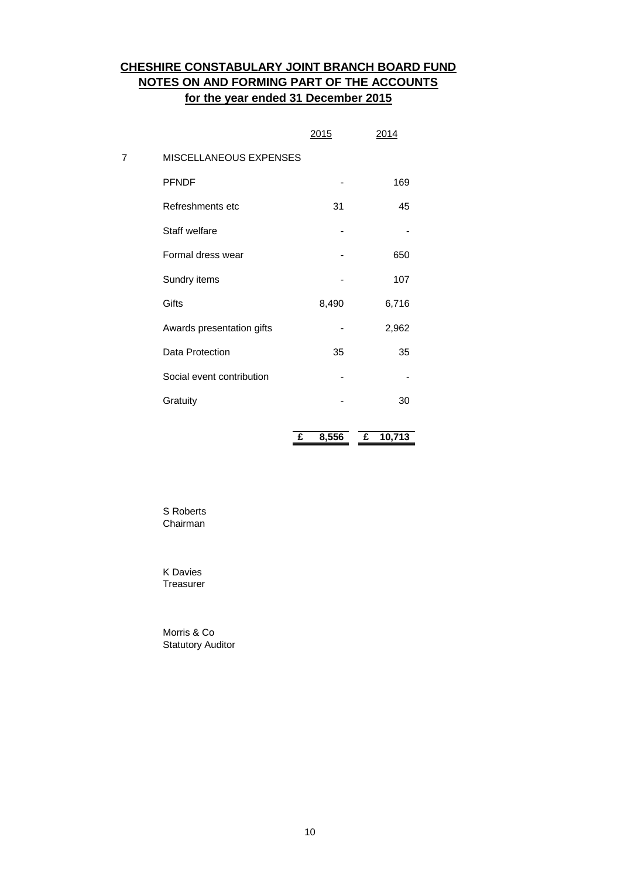**CHESHIRE CONSTABULARY JOINT BRANCH BOARD FUND**
**NOTES ON AND FORMING PART OF THE ACCOUNTS**
**for the year ended 31 December 2015**

| | | 2015 | 2014 |
|---|---|---|---|
| 7 | MISCELLANEOUS EXPENSES | | |
| | PFNDF | - | 169 |
| | Refreshments etc | 31 | 45 |
| | Staff welfare | - | - |
| | Formal dress wear | - | 650 |
| | Sundry items | - | 107 |
| | Gifts | 8,490 | 6,716 |
| | Awards presentation gifts | - | 2,962 |
| | Data Protection | 35 | 35 |
| | Social event contribution | - | - |
| | Gratuity | - | 30 |
| | | **£ 8,556** | **£ 10,713** |

S Roberts
Chairman

K Davies
Treasurer

Morris & Co
Statutory Auditor